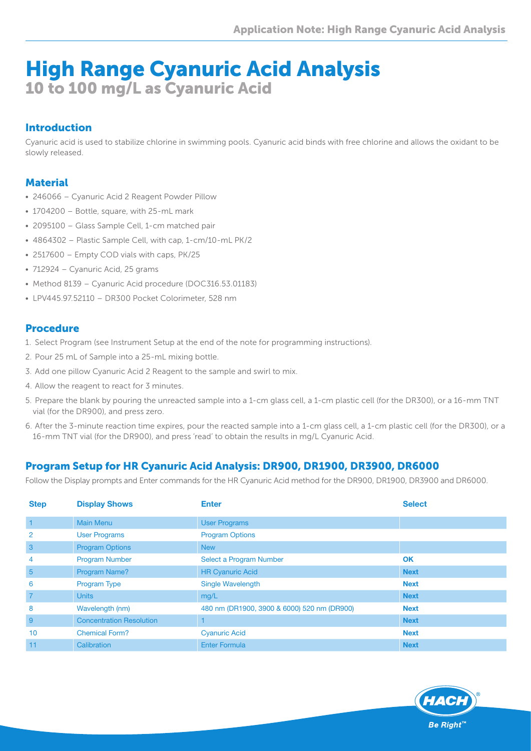# High Range Cyanuric Acid Analysis

## 10 to 100 mg/L as Cyanuric Acid

### Introduction

Cyanuric acid is used to stabilize chlorine in swimming pools. Cyanuric acid binds with free chlorine and allows the oxidant to be slowly released.

### Material

- 246066 – Cyanuric Acid 2 Reagent Powder Pillow
- 1704200 – Bottle, square, with 25-mL mark
- 2095100 – Glass Sample Cell, 1-cm matched pair
- 4864302 – Plastic Sample Cell, with cap, 1-cm/10-mL PK/2
- 2517600 – Empty COD vials with caps, PK/25
- 712924 – Cyanuric Acid, 25 grams
- Method 8139 – Cyanuric Acid procedure (DOC316.53.01183)
- LPV445.97.52110 – DR300 Pocket Colorimeter, 528 nm

### Procedure

1. Select Program (see Instrument Setup at the end of the note for programming instructions).
2. Pour 25 mL of Sample into a 25-mL mixing bottle.
3. Add one pillow Cyanuric Acid 2 Reagent to the sample and swirl to mix.
4. Allow the reagent to react for 3 minutes.
5. Prepare the blank by pouring the unreacted sample into a 1-cm glass cell, a 1-cm plastic cell (for the DR300), or a 16-mm TNT vial (for the DR900), and press zero.
6. After the 3-minute reaction time expires, pour the reacted sample into a 1-cm glass cell, a 1-cm plastic cell (for the DR300), or a 16-mm TNT vial (for the DR900), and press 'read' to obtain the results in mg/L Cyanuric Acid.

### Program Setup for HR Cyanuric Acid Analysis: DR900, DR1900, DR3900, DR6000

Follow the Display prompts and Enter commands for the HR Cyanuric Acid method for the DR900, DR1900, DR3900 and DR6000.

| Step | Display Shows | Enter | Select |
|---|---|---|---|
| 1 | Main Menu | User Programs | |
| 2 | User Programs | Program Options | |
| 3 | Program Options | New | |
| 4 | Program Number | Select a Program Number | OK |
| 5 | Program Name? | HR Cyanuric Acid | Next |
| 6 | Program Type | Single Wavelength | Next |
| 7 | Units | mg/L | Next |
| 8 | Wavelength (nm) | 480 nm (DR1900, 3900 & 6000) 520 nm (DR900) | Next |
| 9 | Concentration Resolution | 1 | Next |
| 10 | Chemical Form? | Cyanuric Acid | Next |
| 11 | Calibration | Enter Formula | Next |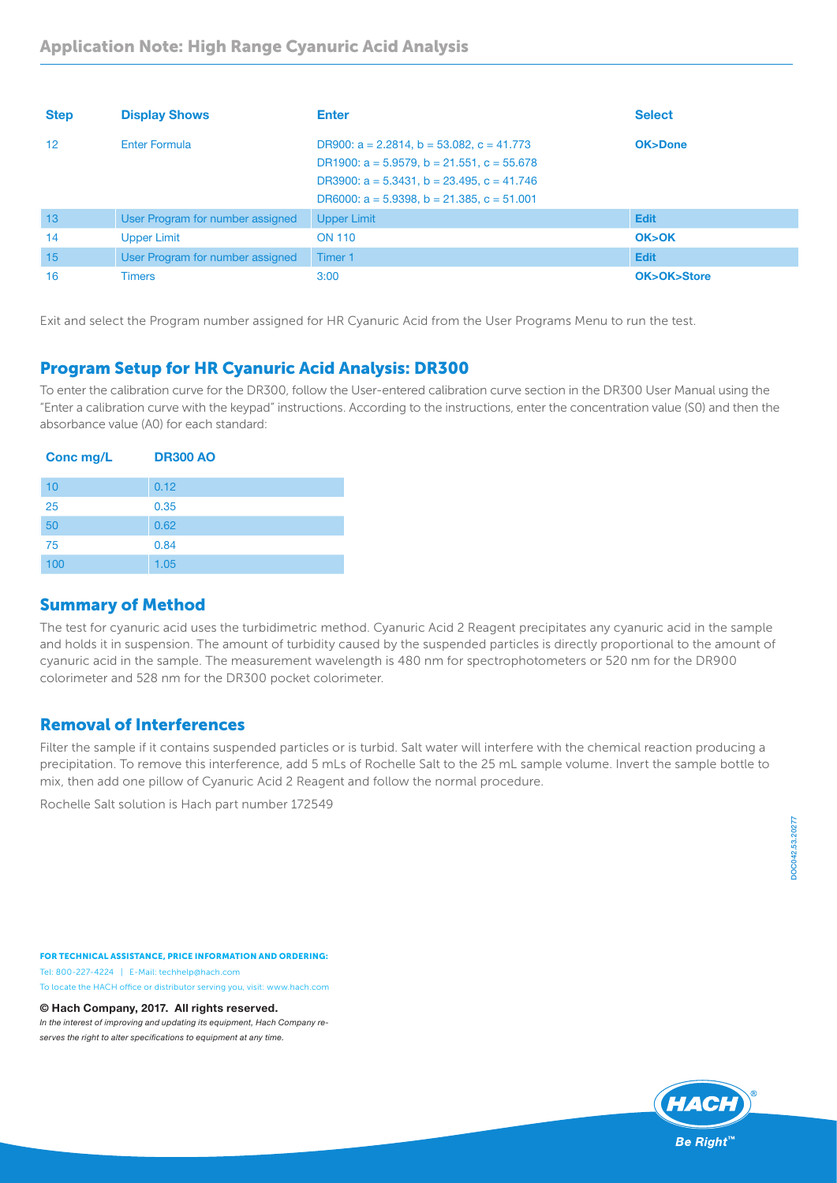| Step | Display Shows | Enter | Select |
|---|---|---|---|
| 12 | Enter Formula | DR900: a = 2.2814, b = 53.082, c = 41.773<br>DR1900: a = 5.9579, b = 21.551, c = 55.678<br>DR3900: a = 5.3431, b = 23.495, c = 41.746<br>DR6000: a = 5.9398, b = 21.385, c = 51.001 | **OK>Done** |
| 13 | User Program for number assigned | Upper Limit | **Edit** |
| 14 | Upper Limit | ON 110 | **OK>OK** |
| 15 | User Program for number assigned | Timer 1 | **Edit** |
| 16 | Timers | 3:00 | **OK>OK>Store** |

Exit and select the Program number assigned for HR Cyanuric Acid from the User Programs Menu to run the test.

## Program Setup for HR Cyanuric Acid Analysis: DR300

To enter the calibration curve for the DR300, follow the User-entered calibration curve section in the DR300 User Manual using the "Enter a calibration curve with the keypad" instructions. According to the instructions, enter the concentration value (S0) and then the absorbance value (A0) for each standard:

| Conc mg/L | DR300 AO |
|---|---|
| 10 | 0.12 |
| 25 | 0.35 |
| 50 | 0.62 |
| 75 | 0.84 |
| 100 | 1.05 |

## Summary of Method

The test for cyanuric acid uses the turbidimetric method. Cyanuric Acid 2 Reagent precipitates any cyanuric acid in the sample and holds it in suspension. The amount of turbidity caused by the suspended particles is directly proportional to the amount of cyanuric acid in the sample. The measurement wavelength is 480 nm for spectrophotometers or 520 nm for the DR900 colorimeter and 528 nm for the DR300 pocket colorimeter.

## Removal of Interferences

Filter the sample if it contains suspended particles or is turbid. Salt water will interfere with the chemical reaction producing a precipitation. To remove this interference, add 5 mLs of Rochelle Salt to the 25 mL sample volume. Invert the sample bottle to mix, then add one pillow of Cyanuric Acid 2 Reagent and follow the normal procedure.

Rochelle Salt solution is Hach part number 172549

**FOR TECHNICAL ASSISTANCE, PRICE INFORMATION AND ORDERING:**

Tel: 800-227-4224 | E-Mail: techhelp@hach.com

To locate the HACH office or distributor serving you, visit: www.hach.com

**© Hach Company, 2017. All rights reserved.**

*In the interest of improving and updating its equipment, Hach Company reserves the right to alter specifications to equipment at any time.*

DOC042.53.20277